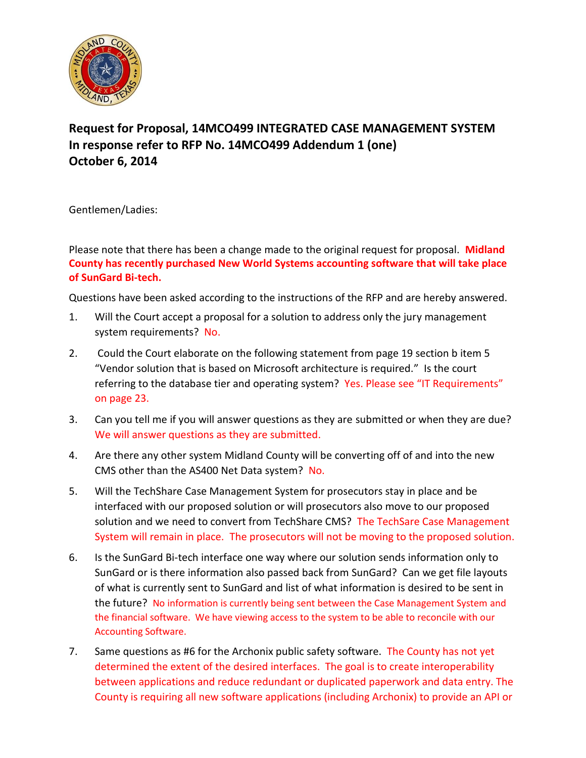**Request for Proposal, 14MCO499 INTEGRATED CASE MANAGEMENT SYSTEM**
**In response refer to RFP No. 14MCO499 Addendum 1 (one)**
**October 6, 2014**

Gentlemen/Ladies:

Please note that there has been a change made to the original request for proposal. **Midland County has recently purchased New World Systems accounting software that will take place of SunGard Bi-tech.**

Questions have been asked according to the instructions of the RFP and are hereby answered.

1. Will the Court accept a proposal for a solution to address only the jury management system requirements? No.

2. Could the Court elaborate on the following statement from page 19 section b item 5 "Vendor solution that is based on Microsoft architecture is required." Is the court referring to the database tier and operating system? Yes. Please see "IT Requirements" on page 23.

3. Can you tell me if you will answer questions as they are submitted or when they are due? We will answer questions as they are submitted.

4. Are there any other system Midland County will be converting off of and into the new CMS other than the AS400 Net Data system? No.

5. Will the TechShare Case Management System for prosecutors stay in place and be interfaced with our proposed solution or will prosecutors also move to our proposed solution and we need to convert from TechShare CMS? The TechSare Case Management System will remain in place. The prosecutors will not be moving to the proposed solution.

6. Is the SunGard Bi-tech interface one way where our solution sends information only to SunGard or is there information also passed back from SunGard? Can we get file layouts of what is currently sent to SunGard and list of what information is desired to be sent in the future? No information is currently being sent between the Case Management System and the financial software. We have viewing access to the system to be able to reconcile with our Accounting Software.

7. Same questions as #6 for the Archonix public safety software. The County has not yet determined the extent of the desired interfaces. The goal is to create interoperability between applications and reduce redundant or duplicated paperwork and data entry. The County is requiring all new software applications (including Archonix) to provide an API or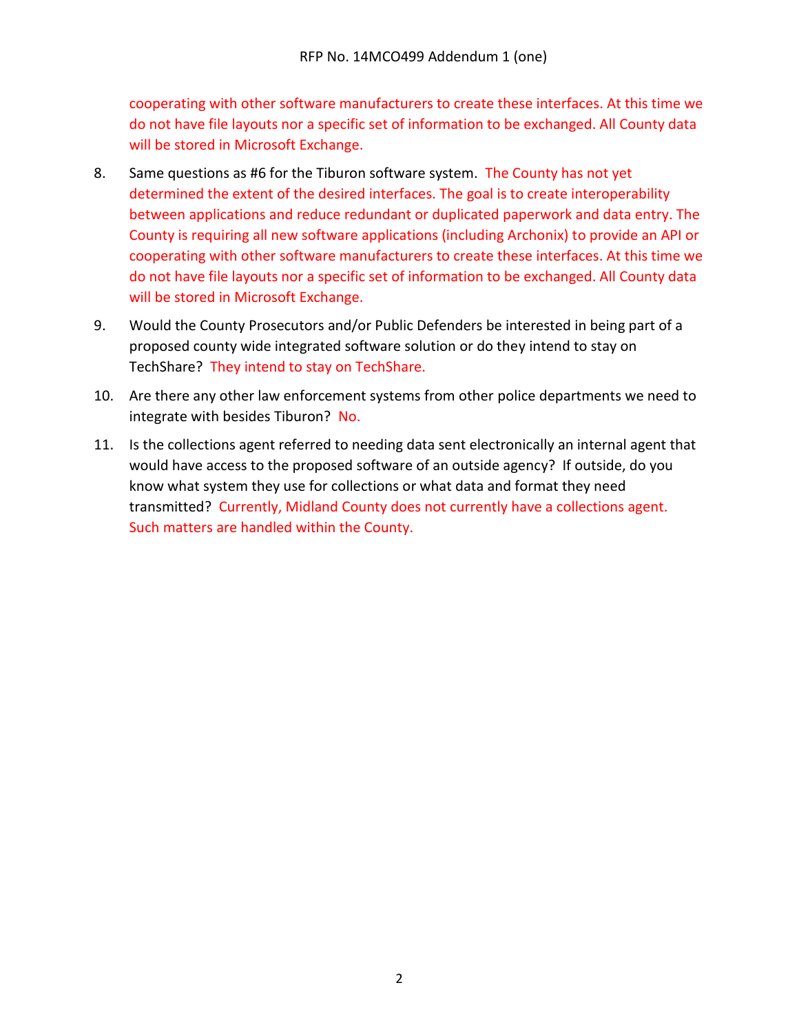cooperating with other software manufacturers to create these interfaces. At this time we do not have file layouts nor a specific set of information to be exchanged. All County data will be stored in Microsoft Exchange.

8. Same questions as #6 for the Tiburon software system. The County has not yet determined the extent of the desired interfaces. The goal is to create interoperability between applications and reduce redundant or duplicated paperwork and data entry. The County is requiring all new software applications (including Archonix) to provide an API or cooperating with other software manufacturers to create these interfaces. At this time we do not have file layouts nor a specific set of information to be exchanged. All County data will be stored in Microsoft Exchange.

9. Would the County Prosecutors and/or Public Defenders be interested in being part of a proposed county wide integrated software solution or do they intend to stay on TechShare? They intend to stay on TechShare.

10. Are there any other law enforcement systems from other police departments we need to integrate with besides Tiburon? No.

11. Is the collections agent referred to needing data sent electronically an internal agent that would have access to the proposed software of an outside agency? If outside, do you know what system they use for collections or what data and format they need transmitted? Currently, Midland County does not currently have a collections agent. Such matters are handled within the County.